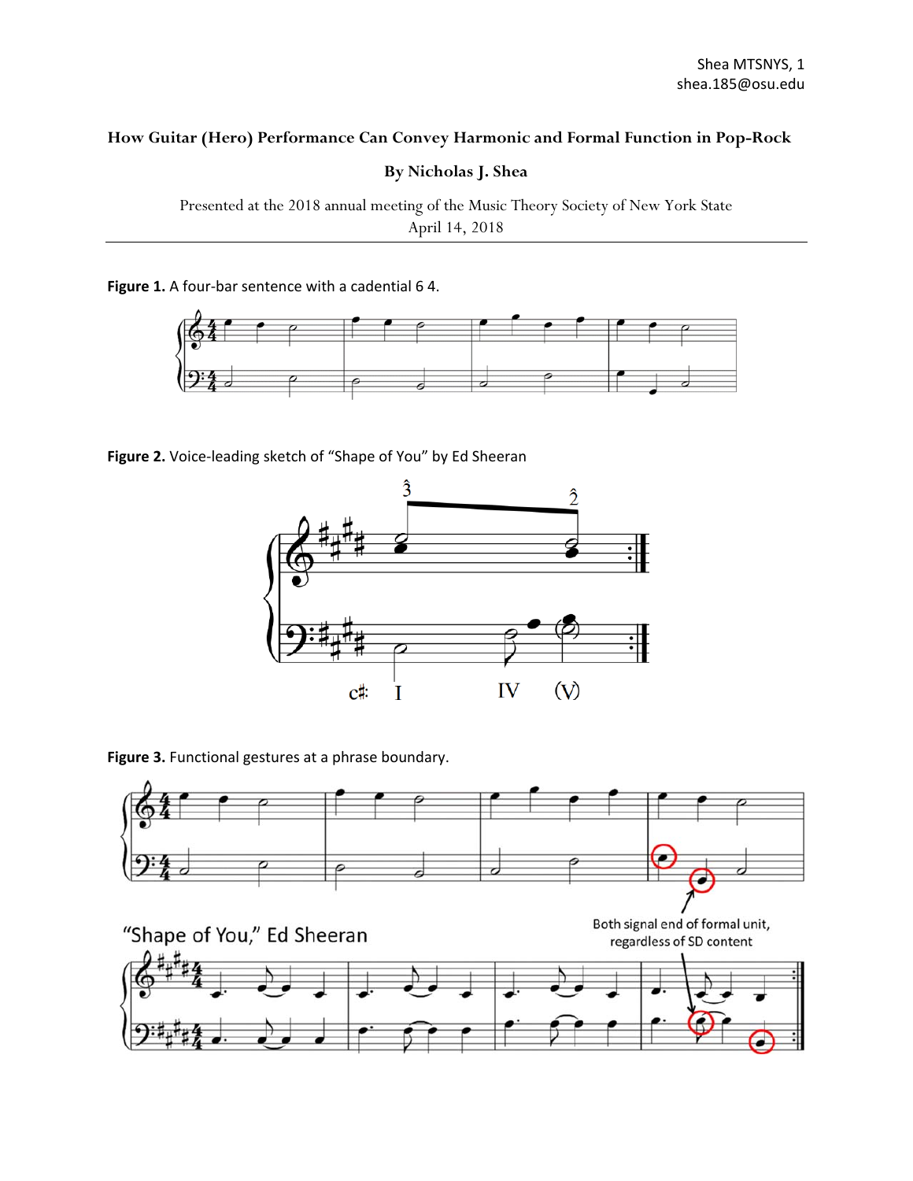# How Guitar (Hero) Performance Can Convey Harmonic and Formal Function in Pop-Rock

**By Nicholas J. Shea**

Presented at the 2018 annual meeting of the Music Theory Society of New York State
April 14, 2018

---

**Figure 1.** A four-bar sentence with a cadential 6 4.

**Figure 2.** Voice-leading sketch of "Shape of You" by Ed Sheeran

**Figure 3.** Functional gestures at a phrase boundary.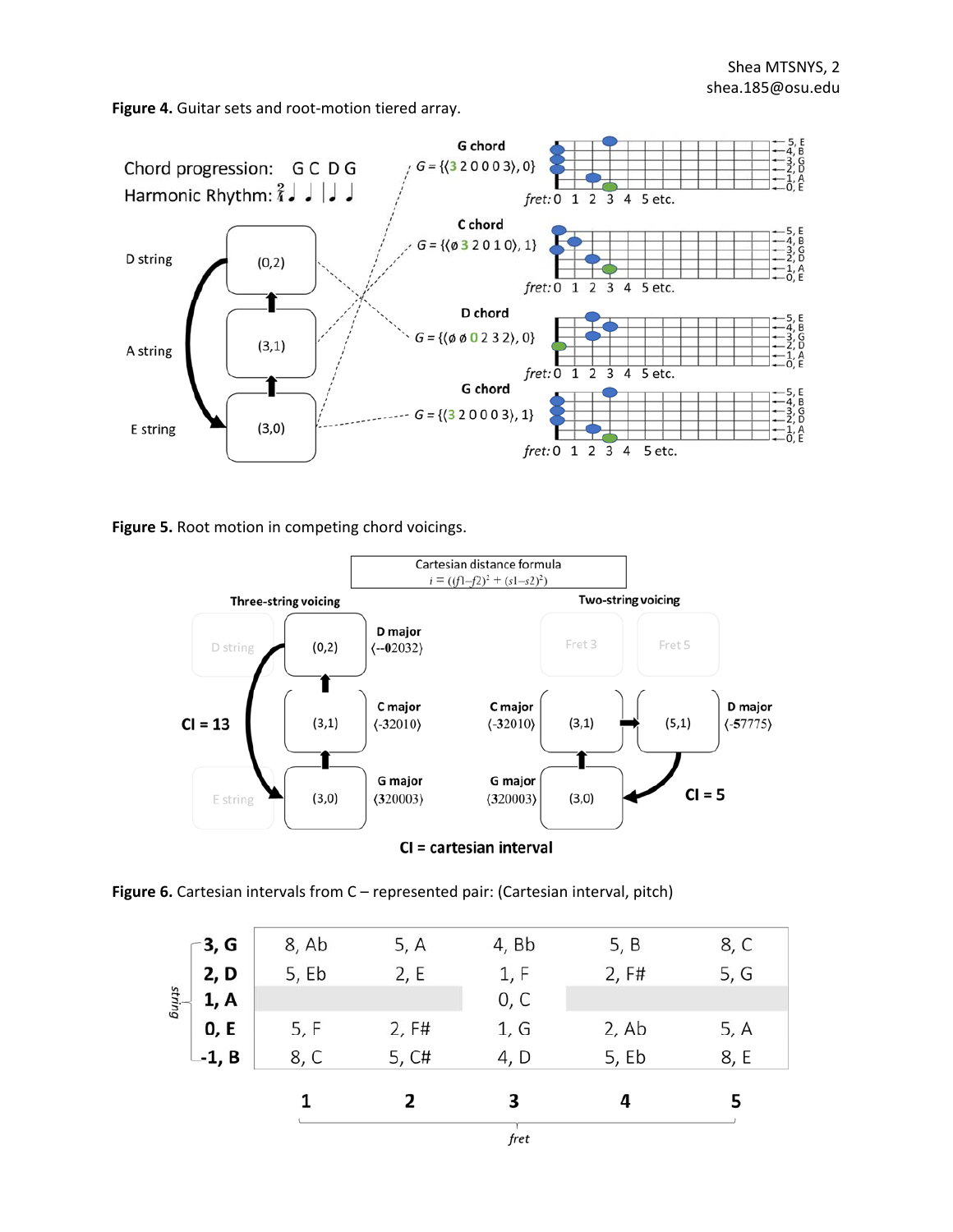**Figure 4.** Guitar sets and root-motion tiered array.

Chord progression: G C D G

Harmonic Rhythm: $\frac{2}{4}$ ♩ ♩ | ♩ ♩

G chord $G = \{\langle 3\ 2\ 0\ 0\ 0\ 3\rangle, 0\}$

C chord $G = \{\langle ø\ 3\ 2\ 0\ 1\ 0\rangle, 1\}$

D chord $G = \{\langle ø\ ø\ 0\ 2\ 3\ 2\rangle, 0\}$

G chord $G = \{\langle 3\ 2\ 0\ 0\ 0\ 3\rangle, 1\}$

D string (0,2); A string (3,1); E string (3,0)

**Figure 5.** Root motion in competing chord voicings.

Cartesian distance formula
$i = ((f1-f2)^2 + (s1-s2)^2)$

Three-string voicing: D string (0,2) D major ⟨--02032⟩; (3,1) C major ⟨-32010⟩; E string (3,0) G major ⟨320003⟩; CI = 13

Two-string voicing: Fret 3, Fret 5; C major ⟨-32010⟩ (3,1); D major ⟨-57775⟩ (5,1); G major ⟨320003⟩ (3,0); CI = 5

**CI = cartesian interval**

**Figure 6.** Cartesian intervals from C – represented pair: (Cartesian interval, pitch)

| string | 1 | 2 | 3 | 4 | 5 |
|---|---|---|---|---|---|
| **3, G** | 8, Ab | 5, A | 4, Bb | 5, B | 8, C |
| **2, D** | 5, Eb | 2, E | 1, F | 2, F# | 5, G |
| **1, A** | | | 0, C | | |
| **0, E** | 5, F | 2, F# | 1, G | 2, Ab | 5, A |
| **-1, B** | 8, C | 5, C# | 4, D | 5, Eb | 8, E |

*fret*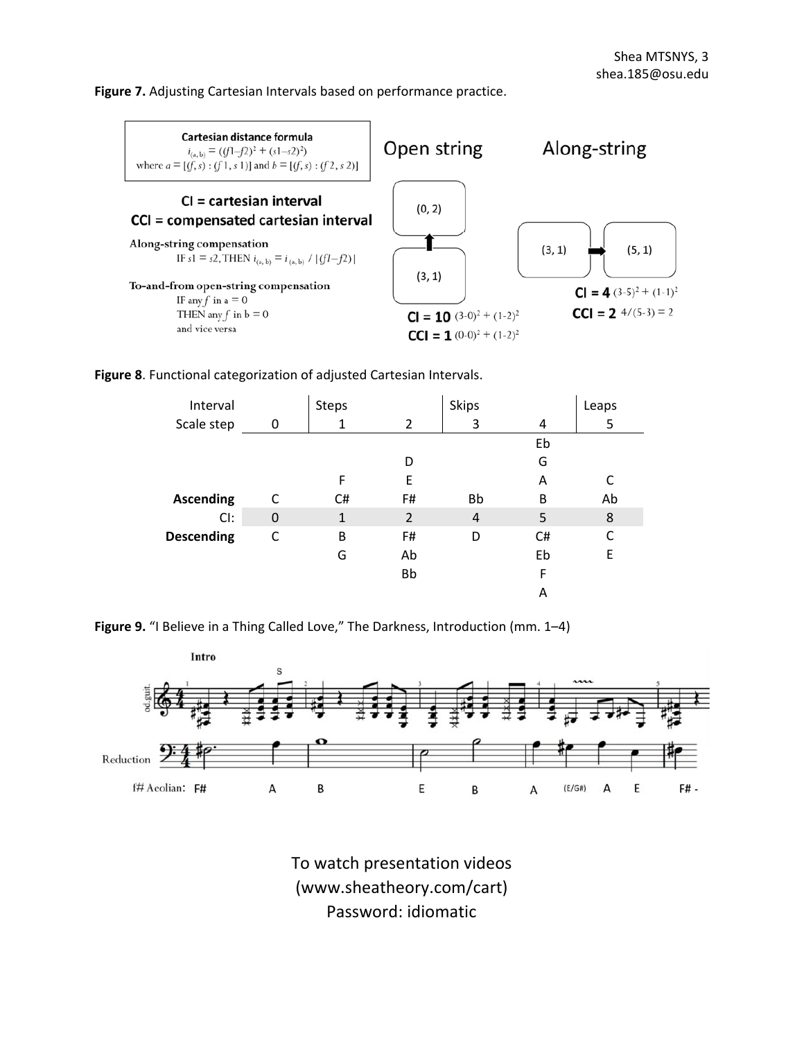**Figure 7.** Adjusting Cartesian Intervals based on performance practice.

**Cartesian distance formula**

$$i_{(a,b)} = (f1 - f2)^2 + (s1 - s2)^2)$$

where $a = [(f, s) : (f1, s1)]$ and $b = [(f, s) : (f2, s2)]$

**CI = cartesian interval**

**CCI = compensated cartesian interval**

**Along-string compensation**

IF $s1 = s2$, THEN $i_{(a,b)} = i_{(a,b)} / |(f1 - f2)|$

**To-and-from open-string compensation**

IF any $f$ in a = 0
THEN any $f$ in b = 0
and vice versa

Open string

(3, 1) → (0, 2)

**CI = 10** $(3-0)^2 + (1-2)^2$

**CCI = 1** $(0-0)^2 + (1-2)^2$

Along-string

(3, 1) → (5, 1)

**CI = 4** $(3-5)^2 + (1-1)^2$

**CCI = 2** $4/(5-3) = 2$

**Figure 8**. Functional categorization of adjusted Cartesian Intervals.

| Interval | | Steps | | Skips | | Leaps |
|---|---|---|---|---|---|---|
| Scale step | 0 | 1 | 2 | 3 | 4 | 5 |
| | | | | | Eb | |
| | | | D | | G | |
| | | F | E | | A | C |
| **Ascending** | C | C# | F# | Bb | B | Ab |
| CI: | 0 | 1 | 2 | 4 | 5 | 8 |
| **Descending** | C | B | F# | D | C# | C |
| | | G | Ab | | Eb | E |
| | | | Bb | | F | |
| | | | | | A | |

**Figure 9.** "I Believe in a Thing Called Love," The Darkness, Introduction (mm. 1–4)

f# Aeolian: F# A B E B A (E/G#) A E F# -

To watch presentation videos
(www.sheatheory.com/cart)
Password: idiomatic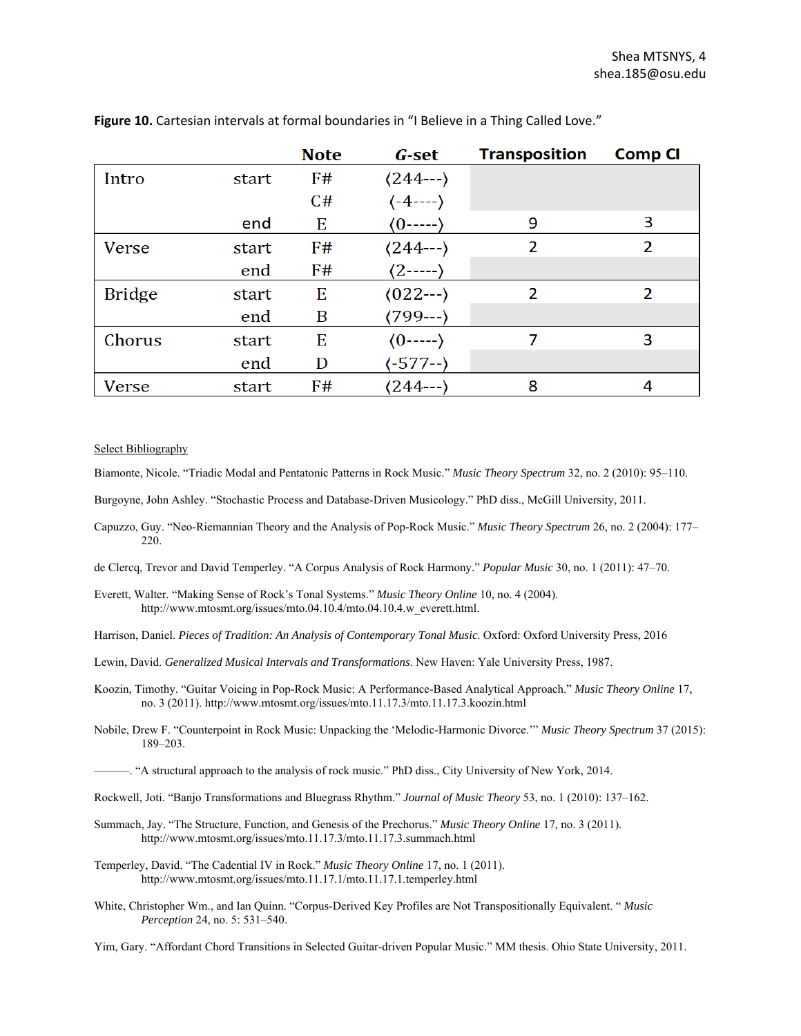**Figure 10.** Cartesian intervals at formal boundaries in "I Believe in a Thing Called Love."

| | | Note | *G*-set | Transposition | Comp CI |
|---|---|---|---|---|---|
| Intro | start | F# | ⟨244---⟩ | | |
| | | C# | ⟨-4----⟩ | | |
| | end | E | ⟨0-----⟩ | 9 | 3 |
| Verse | start | F# | ⟨244---⟩ | 2 | 2 |
| | end | F# | ⟨2-----⟩ | | |
| Bridge | start | E | ⟨022---⟩ | 2 | 2 |
| | end | B | ⟨799---⟩ | | |
| Chorus | start | E | ⟨0-----⟩ | 7 | 3 |
| | end | D | ⟨-577--⟩ | | |
| Verse | start | F# | ⟨244---⟩ | 8 | 4 |

Select Bibliography

Biamonte, Nicole. "Triadic Modal and Pentatonic Patterns in Rock Music." *Music Theory Spectrum* 32, no. 2 (2010): 95–110.

Burgoyne, John Ashley. "Stochastic Process and Database-Driven Musicology." PhD diss., McGill University, 2011.

Capuzzo, Guy. "Neo-Riemannian Theory and the Analysis of Pop-Rock Music." *Music Theory Spectrum* 26, no. 2 (2004): 177–220.

de Clercq, Trevor and David Temperley. "A Corpus Analysis of Rock Harmony." *Popular Music* 30, no. 1 (2011): 47–70.

Everett, Walter. "Making Sense of Rock's Tonal Systems." *Music Theory Online* 10, no. 4 (2004). http://www.mtosmt.org/issues/mto.04.10.4/mto.04.10.4.w_everett.html.

Harrison, Daniel. *Pieces of Tradition: An Analysis of Contemporary Tonal Music*. Oxford: Oxford University Press, 2016

Lewin, David. *Generalized Musical Intervals and Transformations*. New Haven: Yale University Press, 1987.

Koozin, Timothy. "Guitar Voicing in Pop-Rock Music: A Performance-Based Analytical Approach." *Music Theory Online* 17, no. 3 (2011). http://www.mtosmt.org/issues/mto.11.17.3/mto.11.17.3.koozin.html

Nobile, Drew F. "Counterpoint in Rock Music: Unpacking the 'Melodic-Harmonic Divorce.'" *Music Theory Spectrum* 37 (2015): 189–203.

———. "A structural approach to the analysis of rock music." PhD diss., City University of New York, 2014.

Rockwell, Joti. "Banjo Transformations and Bluegrass Rhythm." *Journal of Music Theory* 53, no. 1 (2010): 137–162.

Summach, Jay. "The Structure, Function, and Genesis of the Prechorus." *Music Theory Online* 17, no. 3 (2011). http://www.mtosmt.org/issues/mto.11.17.3/mto.11.17.3.summach.html

Temperley, David. "The Cadential IV in Rock." *Music Theory Online* 17, no. 1 (2011). http://www.mtosmt.org/issues/mto.11.17.1/mto.11.17.1.temperley.html

White, Christopher Wm., and Ian Quinn. "Corpus-Derived Key Profiles are Not Transpositionally Equivalent. " *Music Perception* 24, no. 5: 531–540.

Yim, Gary. "Affordant Chord Transitions in Selected Guitar-driven Popular Music." MM thesis. Ohio State University, 2011.